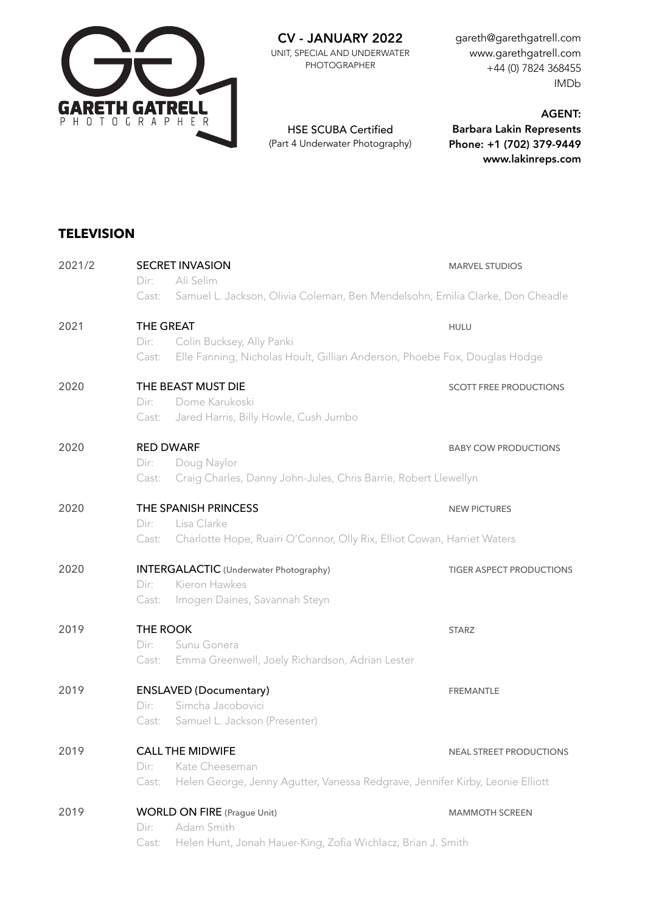**GARETH GATRELL**
PHOTOGRAPHER

**CV - JANUARY 2022**
UNIT, SPECIAL AND UNDERWATER PHOTOGRAPHER

HSE SCUBA Certified
(Part 4 Underwater Photography)

gareth@garethgatrell.com
www.garethgatrell.com
+44 (0) 7824 368455
IMDb

**AGENT:**
**Barbara Lakin Represents**
**Phone: +1 (702) 379-9449**
**www.lakinreps.com**

## TELEVISION

**2021/2 — SECRET INVASION** — MARVEL STUDIOS
Dir: Ali Selim
Cast: Samuel L. Jackson, Olivia Coleman, Ben Mendelsohn, Emilia Clarke, Don Cheadle

**2021 — THE GREAT** — HULU
Dir: Colin Bucksey, Ally Panki
Cast: Elle Fanning, Nicholas Hoult, Gillian Anderson, Phoebe Fox, Douglas Hodge

**2020 — THE BEAST MUST DIE** — SCOTT FREE PRODUCTIONS
Dir: Dome Karukoski
Cast: Jared Harris, Billy Howle, Cush Jumbo

**2020 — RED DWARF** — BABY COW PRODUCTIONS
Dir: Doug Naylor
Cast: Craig Charles, Danny John-Jules, Chris Barrie, Robert Llewellyn

**2020 — THE SPANISH PRINCESS** — NEW PICTURES
Dir: Lisa Clarke
Cast: Charlotte Hope, Ruairi O'Connor, Olly Rix, Elliot Cowan, Harriet Waters

**2020 — INTERGALACTIC (Underwater Photography)** — TIGER ASPECT PRODUCTIONS
Dir: Kieron Hawkes
Cast: Imogen Daines, Savannah Steyn

**2019 — THE ROOK** — STARZ
Dir: Sunu Gonera
Cast: Emma Greenwell, Joely Richardson, Adrian Lester

**2019 — ENSLAVED (Documentary)** — FREMANTLE
Dir: Simcha Jacobovici
Cast: Samuel L. Jackson (Presenter)

**2019 — CALL THE MIDWIFE** — NEAL STREET PRODUCTIONS
Dir: Kate Cheeseman
Cast: Helen George, Jenny Agutter, Vanessa Redgrave, Jennifer Kirby, Leonie Elliott

**2019 — WORLD ON FIRE (Prague Unit)** — MAMMOTH SCREEN
Dir: Adam Smith
Cast: Helen Hunt, Jonah Hauer-King, Zofia Wichlacz, Brian J. Smith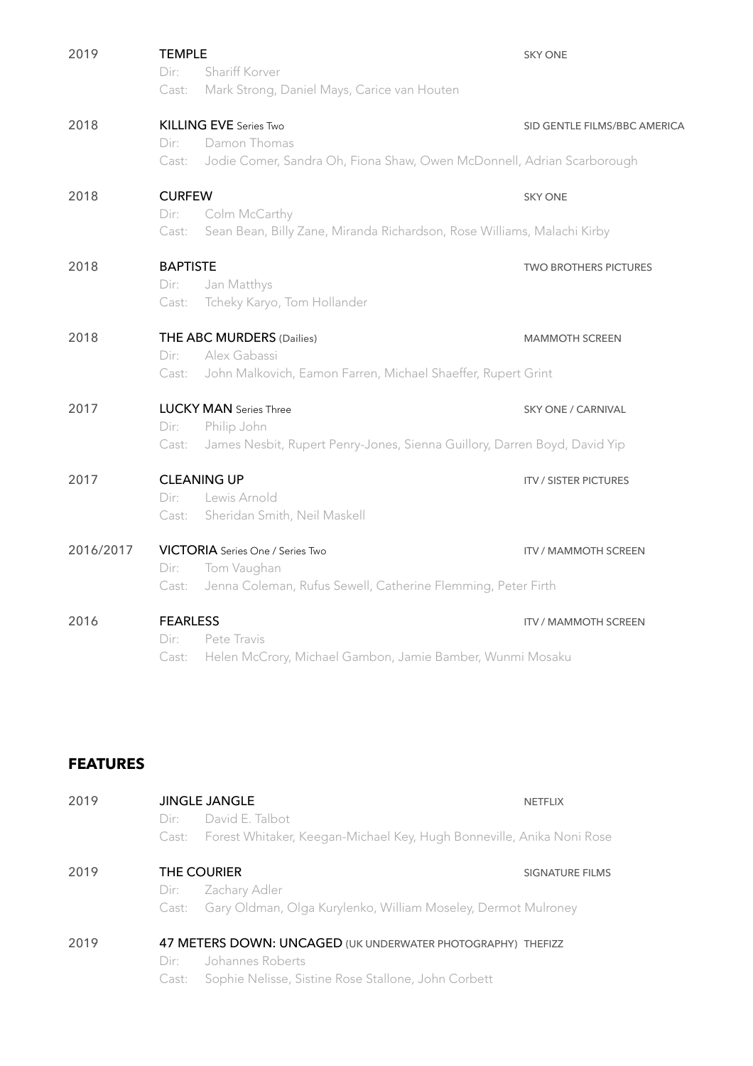2019 **TEMPLE** SKY ONE
Dir: Shariff Korver
Cast: Mark Strong, Daniel Mays, Carice van Houten

2018 **KILLING EVE** Series Two SID GENTLE FILMS/BBC AMERICA
Dir: Damon Thomas
Cast: Jodie Comer, Sandra Oh, Fiona Shaw, Owen McDonnell, Adrian Scarborough

2018 **CURFEW** SKY ONE
Dir: Colm McCarthy
Cast: Sean Bean, Billy Zane, Miranda Richardson, Rose Williams, Malachi Kirby

2018 **BAPTISTE** TWO BROTHERS PICTURES
Dir: Jan Matthys
Cast: Tcheky Karyo, Tom Hollander

2018 **THE ABC MURDERS** (Dailies) MAMMOTH SCREEN
Dir: Alex Gabassi
Cast: John Malkovich, Eamon Farren, Michael Shaeffer, Rupert Grint

2017 **LUCKY MAN** Series Three SKY ONE / CARNIVAL
Dir: Philip John
Cast: James Nesbit, Rupert Penry-Jones, Sienna Guillory, Darren Boyd, David Yip

2017 **CLEANING UP** ITV / SISTER PICTURES
Dir: Lewis Arnold
Cast: Sheridan Smith, Neil Maskell

2016/2017 **VICTORIA** Series One / Series Two ITV / MAMMOTH SCREEN
Dir: Tom Vaughan
Cast: Jenna Coleman, Rufus Sewell, Catherine Flemming, Peter Firth

2016 **FEARLESS** ITV / MAMMOTH SCREEN
Dir: Pete Travis
Cast: Helen McCrory, Michael Gambon, Jamie Bamber, Wunmi Mosaku

## FEATURES

2019 **JINGLE JANGLE** NETFLIX
Dir: David E. Talbot
Cast: Forest Whitaker, Keegan-Michael Key, Hugh Bonneville, Anika Noni Rose

2019 **THE COURIER** SIGNATURE FILMS
Dir: Zachary Adler
Cast: Gary Oldman, Olga Kurylenko, William Moseley, Dermot Mulroney

2019 **47 METERS DOWN: UNCAGED** (UK UNDERWATER PHOTOGRAPHY) THEFIZZ
Dir: Johannes Roberts
Cast: Sophie Nelisse, Sistine Rose Stallone, John Corbett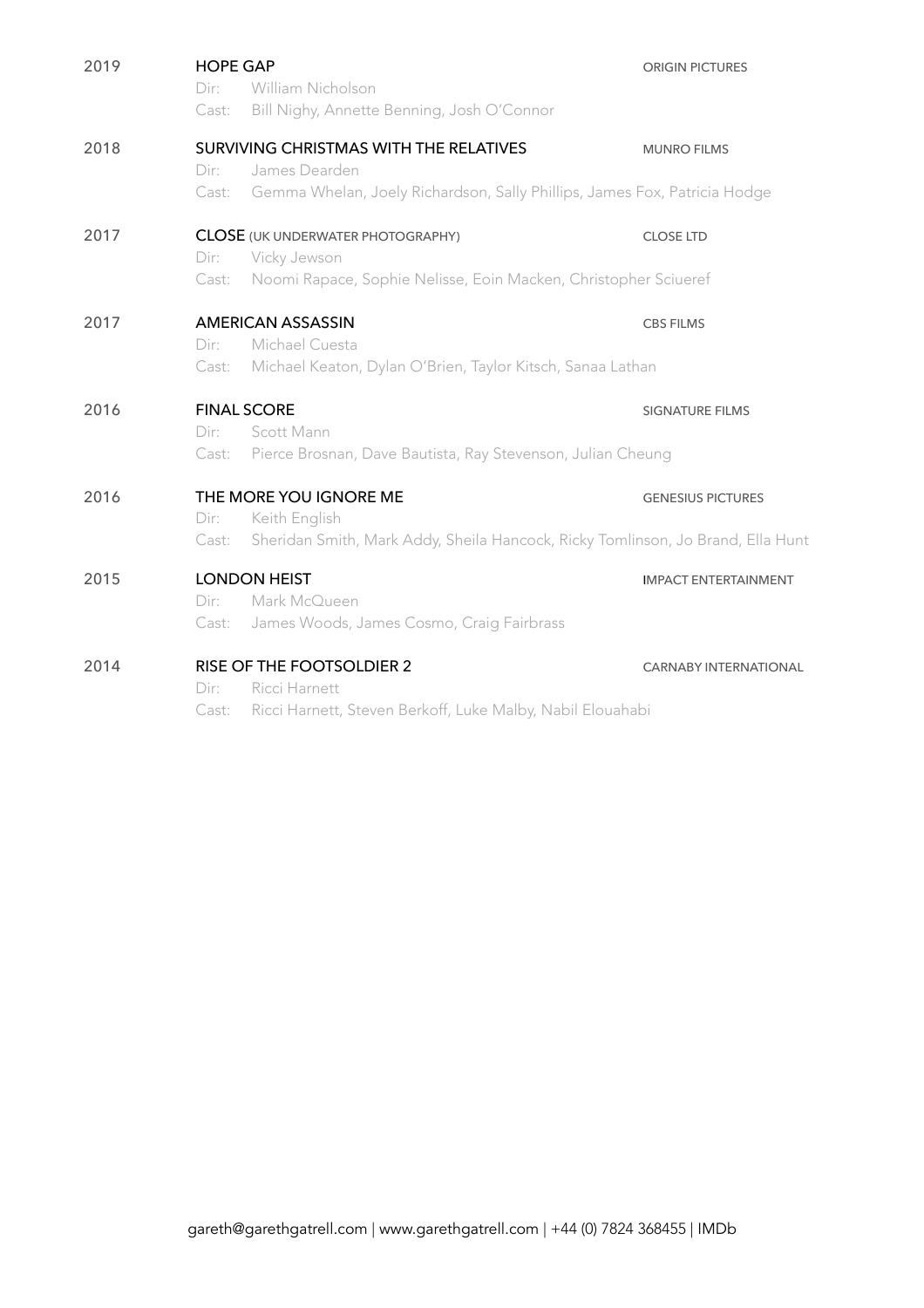2019 **HOPE GAP** — ORIGIN PICTURES
Dir: William Nicholson
Cast: Bill Nighy, Annette Benning, Josh O'Connor

2018 **SURVIVING CHRISTMAS WITH THE RELATIVES** — MUNRO FILMS
Dir: James Dearden
Cast: Gemma Whelan, Joely Richardson, Sally Phillips, James Fox, Patricia Hodge

2017 **CLOSE** (UK UNDERWATER PHOTOGRAPHY) — CLOSE LTD
Dir: Vicky Jewson
Cast: Noomi Rapace, Sophie Nelisse, Eoin Macken, Christopher Sciueref

2017 **AMERICAN ASSASSIN** — CBS FILMS
Dir: Michael Cuesta
Cast: Michael Keaton, Dylan O'Brien, Taylor Kitsch, Sanaa Lathan

2016 **FINAL SCORE** — SIGNATURE FILMS
Dir: Scott Mann
Cast: Pierce Brosnan, Dave Bautista, Ray Stevenson, Julian Cheung

2016 **THE MORE YOU IGNORE ME** — GENESIUS PICTURES
Dir: Keith English
Cast: Sheridan Smith, Mark Addy, Sheila Hancock, Ricky Tomlinson, Jo Brand, Ella Hunt

2015 **LONDON HEIST** — IMPACT ENTERTAINMENT
Dir: Mark McQueen
Cast: James Woods, James Cosmo, Craig Fairbrass

2014 **RISE OF THE FOOTSOLDIER 2** — CARNABY INTERNATIONAL
Dir: Ricci Harnett
Cast: Ricci Harnett, Steven Berkoff, Luke Malby, Nabil Elouahabi

gareth@garethgatrell.com | www.garethgatrell.com | +44 (0) 7824 368455 | IMDb